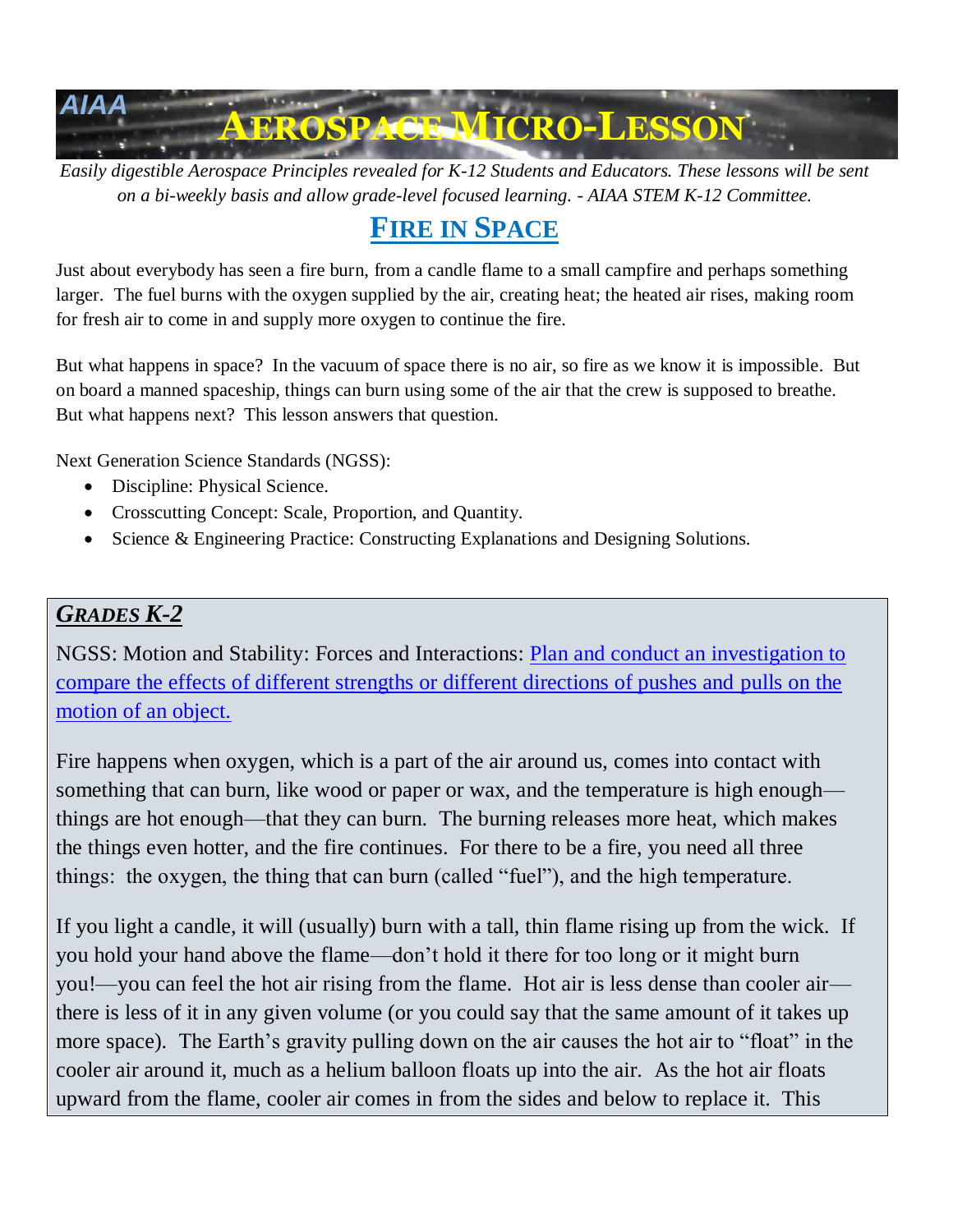# AIAA AEROSPACE MICRO-LESSON

*Easily digestible Aerospace Principles revealed for K-12 Students and Educators. These lessons will be sent on a bi-weekly basis and allow grade-level focused learning. - AIAA STEM K-12 Committee.*

## FIRE IN SPACE

Just about everybody has seen a fire burn, from a candle flame to a small campfire and perhaps something larger. The fuel burns with the oxygen supplied by the air, creating heat; the heated air rises, making room for fresh air to come in and supply more oxygen to continue the fire.

But what happens in space? In the vacuum of space there is no air, so fire as we know it is impossible. But on board a manned spaceship, things can burn using some of the air that the crew is supposed to breathe. But what happens next? This lesson answers that question.

Next Generation Science Standards (NGSS):

- Discipline: Physical Science.
- Crosscutting Concept: Scale, Proportion, and Quantity.
- Science & Engineering Practice: Constructing Explanations and Designing Solutions.

### *GRADES K-2*

NGSS: Motion and Stability: Forces and Interactions: Plan and conduct an investigation to compare the effects of different strengths or different directions of pushes and pulls on the motion of an object.

Fire happens when oxygen, which is a part of the air around us, comes into contact with something that can burn, like wood or paper or wax, and the temperature is high enough—things are hot enough—that they can burn. The burning releases more heat, which makes the things even hotter, and the fire continues. For there to be a fire, you need all three things: the oxygen, the thing that can burn (called "fuel"), and the high temperature.

If you light a candle, it will (usually) burn with a tall, thin flame rising up from the wick. If you hold your hand above the flame—don't hold it there for too long or it might burn you!—you can feel the hot air rising from the flame. Hot air is less dense than cooler air—there is less of it in any given volume (or you could say that the same amount of it takes up more space). The Earth's gravity pulling down on the air causes the hot air to "float" in the cooler air around it, much as a helium balloon floats up into the air. As the hot air floats upward from the flame, cooler air comes in from the sides and below to replace it. This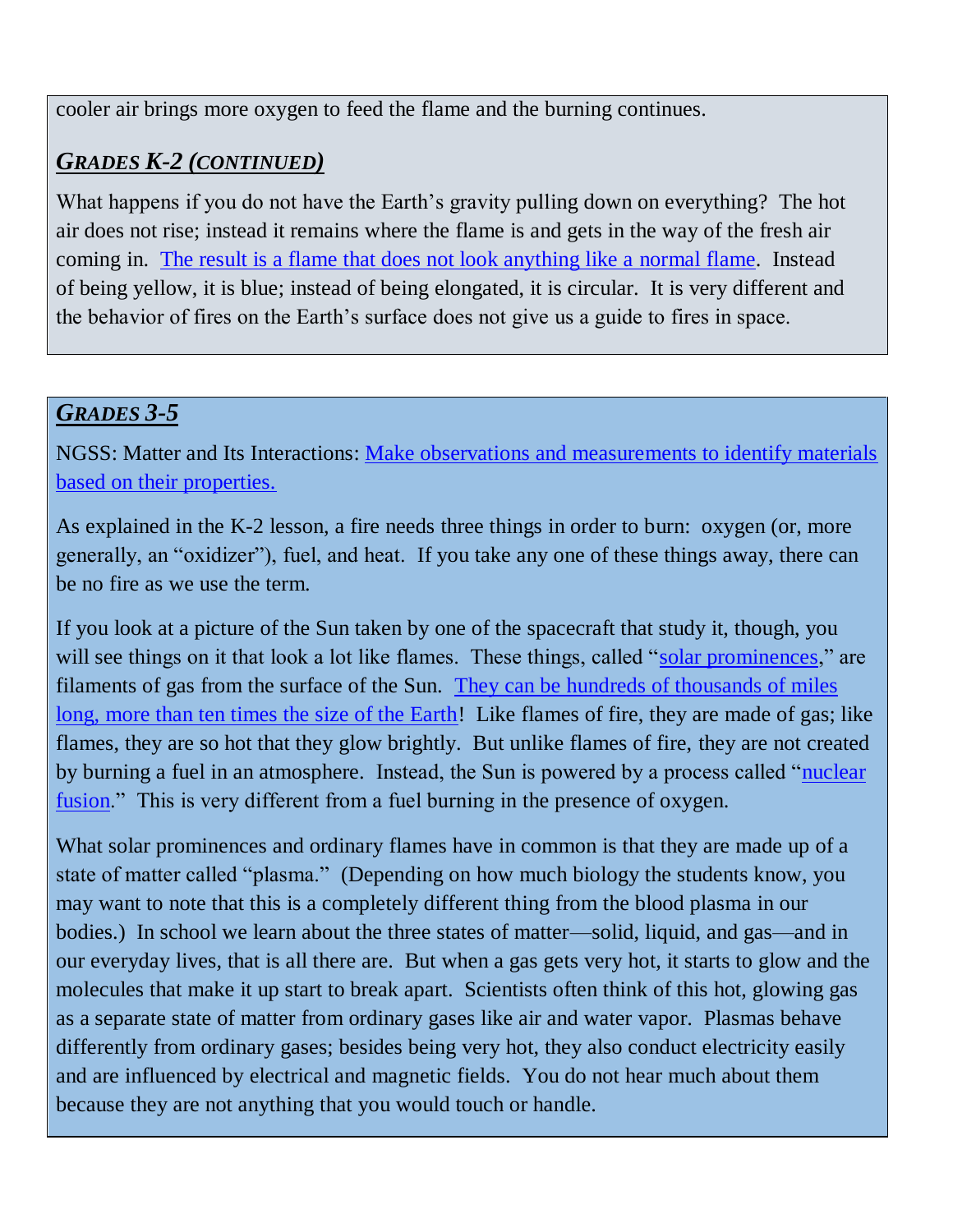cooler air brings more oxygen to feed the flame and the burning continues.

## *GRADES K-2 (CONTINUED)*

What happens if you do not have the Earth's gravity pulling down on everything? The hot air does not rise; instead it remains where the flame is and gets in the way of the fresh air coming in. The result is a flame that does not look anything like a normal flame. Instead of being yellow, it is blue; instead of being elongated, it is circular. It is very different and the behavior of fires on the Earth's surface does not give us a guide to fires in space.

## *GRADES 3-5*

NGSS: Matter and Its Interactions: Make observations and measurements to identify materials based on their properties.

As explained in the K-2 lesson, a fire needs three things in order to burn: oxygen (or, more generally, an "oxidizer"), fuel, and heat. If you take any one of these things away, there can be no fire as we use the term.

If you look at a picture of the Sun taken by one of the spacecraft that study it, though, you will see things on it that look a lot like flames. These things, called "solar prominences," are filaments of gas from the surface of the Sun. They can be hundreds of thousands of miles long, more than ten times the size of the Earth! Like flames of fire, they are made of gas; like flames, they are so hot that they glow brightly. But unlike flames of fire, they are not created by burning a fuel in an atmosphere. Instead, the Sun is powered by a process called "nuclear fusion." This is very different from a fuel burning in the presence of oxygen.

What solar prominences and ordinary flames have in common is that they are made up of a state of matter called "plasma." (Depending on how much biology the students know, you may want to note that this is a completely different thing from the blood plasma in our bodies.) In school we learn about the three states of matter—solid, liquid, and gas—and in our everyday lives, that is all there are. But when a gas gets very hot, it starts to glow and the molecules that make it up start to break apart. Scientists often think of this hot, glowing gas as a separate state of matter from ordinary gases like air and water vapor. Plasmas behave differently from ordinary gases; besides being very hot, they also conduct electricity easily and are influenced by electrical and magnetic fields. You do not hear much about them because they are not anything that you would touch or handle.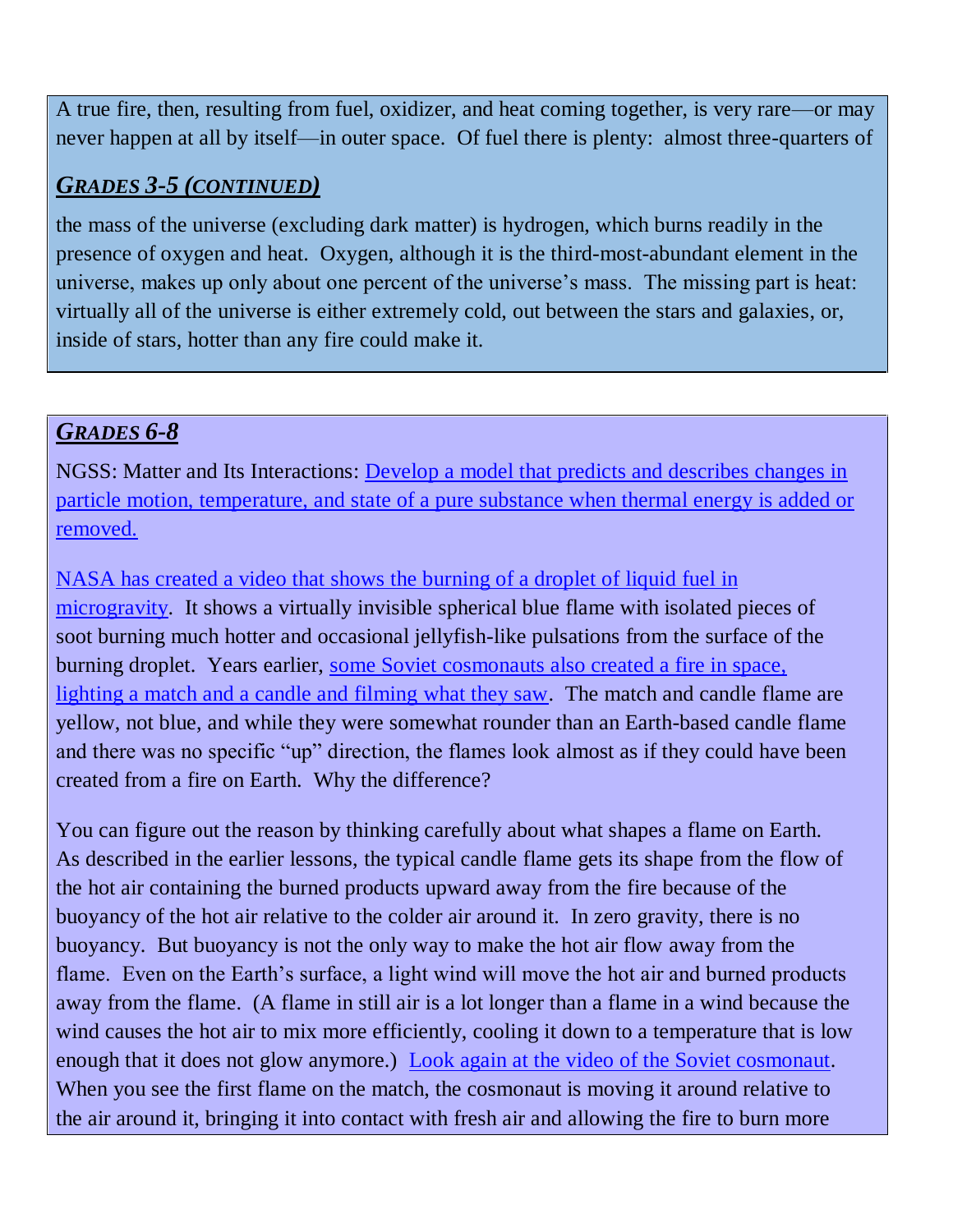A true fire, then, resulting from fuel, oxidizer, and heat coming together, is very rare—or may never happen at all by itself—in outer space. Of fuel there is plenty: almost three-quarters of

## *GRADES 3-5 (CONTINUED)*

the mass of the universe (excluding dark matter) is hydrogen, which burns readily in the presence of oxygen and heat. Oxygen, although it is the third-most-abundant element in the universe, makes up only about one percent of the universe's mass. The missing part is heat: virtually all of the universe is either extremely cold, out between the stars and galaxies, or, inside of stars, hotter than any fire could make it.

## *GRADES 6-8*

NGSS: Matter and Its Interactions: Develop a model that predicts and describes changes in particle motion, temperature, and state of a pure substance when thermal energy is added or removed.

NASA has created a video that shows the burning of a droplet of liquid fuel in microgravity. It shows a virtually invisible spherical blue flame with isolated pieces of soot burning much hotter and occasional jellyfish-like pulsations from the surface of the burning droplet. Years earlier, some Soviet cosmonauts also created a fire in space, lighting a match and a candle and filming what they saw. The match and candle flame are yellow, not blue, and while they were somewhat rounder than an Earth-based candle flame and there was no specific "up" direction, the flames look almost as if they could have been created from a fire on Earth. Why the difference?

You can figure out the reason by thinking carefully about what shapes a flame on Earth. As described in the earlier lessons, the typical candle flame gets its shape from the flow of the hot air containing the burned products upward away from the fire because of the buoyancy of the hot air relative to the colder air around it. In zero gravity, there is no buoyancy. But buoyancy is not the only way to make the hot air flow away from the flame. Even on the Earth's surface, a light wind will move the hot air and burned products away from the flame. (A flame in still air is a lot longer than a flame in a wind because the wind causes the hot air to mix more efficiently, cooling it down to a temperature that is low enough that it does not glow anymore.) Look again at the video of the Soviet cosmonaut. When you see the first flame on the match, the cosmonaut is moving it around relative to the air around it, bringing it into contact with fresh air and allowing the fire to burn more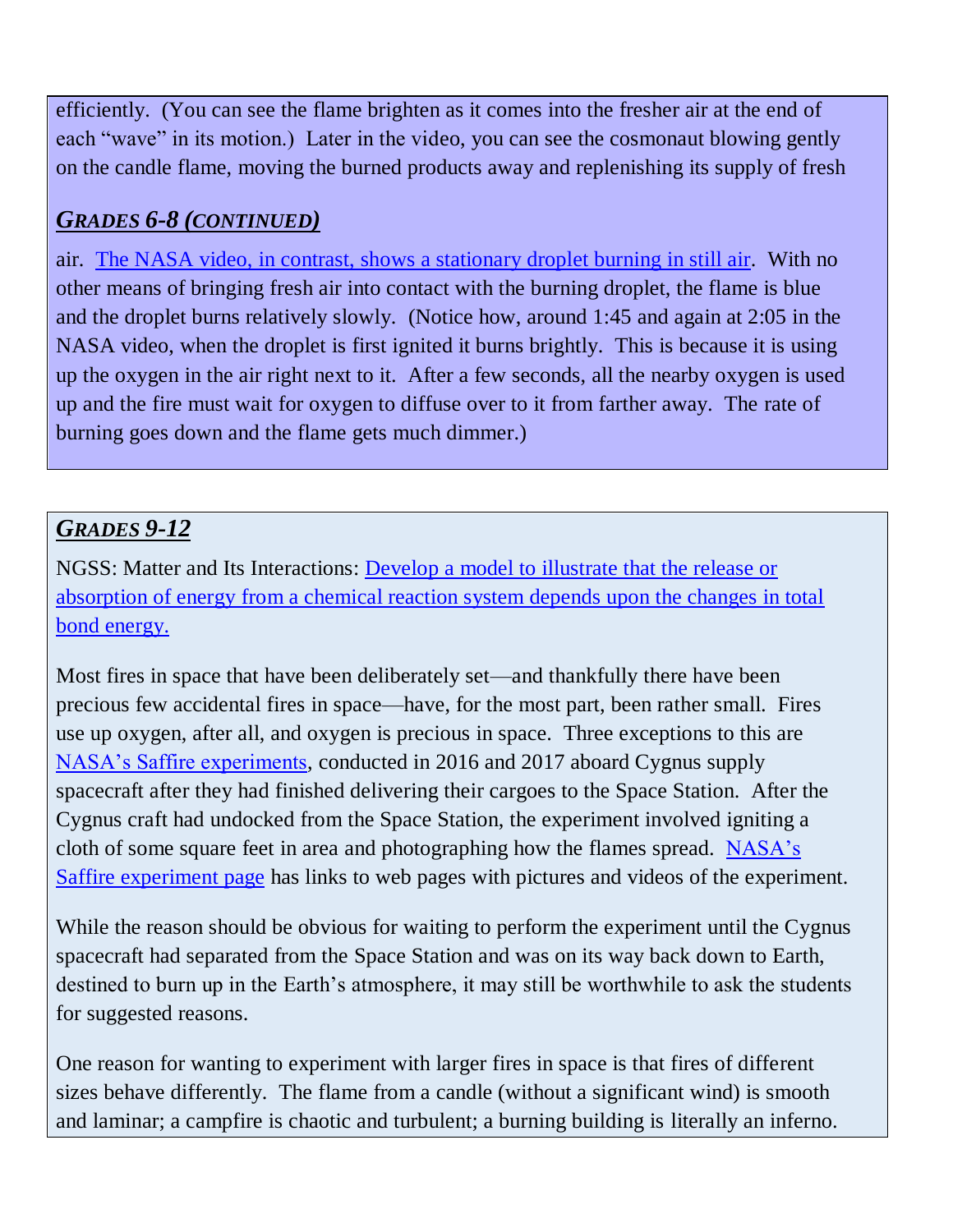efficiently. (You can see the flame brighten as it comes into the fresher air at the end of each "wave" in its motion.) Later in the video, you can see the cosmonaut blowing gently on the candle flame, moving the burned products away and replenishing its supply of fresh

## *GRADES 6-8 (CONTINUED)*

air. The NASA video, in contrast, shows a stationary droplet burning in still air. With no other means of bringing fresh air into contact with the burning droplet, the flame is blue and the droplet burns relatively slowly. (Notice how, around 1:45 and again at 2:05 in the NASA video, when the droplet is first ignited it burns brightly. This is because it is using up the oxygen in the air right next to it. After a few seconds, all the nearby oxygen is used up and the fire must wait for oxygen to diffuse over to it from farther away. The rate of burning goes down and the flame gets much dimmer.)

## *GRADES 9-12*

NGSS: Matter and Its Interactions: Develop a model to illustrate that the release or absorption of energy from a chemical reaction system depends upon the changes in total bond energy.

Most fires in space that have been deliberately set—and thankfully there have been precious few accidental fires in space—have, for the most part, been rather small. Fires use up oxygen, after all, and oxygen is precious in space. Three exceptions to this are NASA's Saffire experiments, conducted in 2016 and 2017 aboard Cygnus supply spacecraft after they had finished delivering their cargoes to the Space Station. After the Cygnus craft had undocked from the Space Station, the experiment involved igniting a cloth of some square feet in area and photographing how the flames spread. NASA's Saffire experiment page has links to web pages with pictures and videos of the experiment.

While the reason should be obvious for waiting to perform the experiment until the Cygnus spacecraft had separated from the Space Station and was on its way back down to Earth, destined to burn up in the Earth's atmosphere, it may still be worthwhile to ask the students for suggested reasons.

One reason for wanting to experiment with larger fires in space is that fires of different sizes behave differently. The flame from a candle (without a significant wind) is smooth and laminar; a campfire is chaotic and turbulent; a burning building is literally an inferno.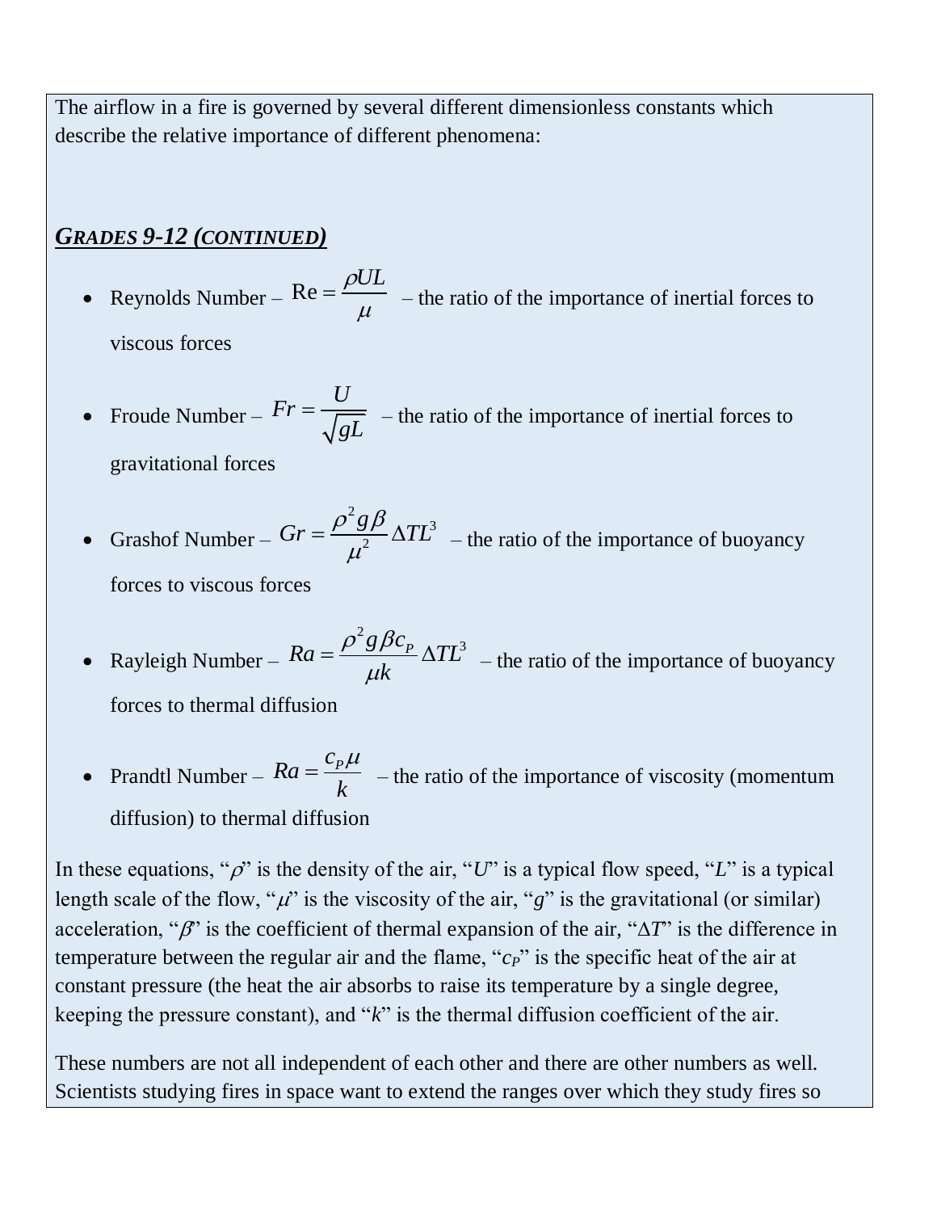The airflow in a fire is governed by several different dimensionless constants which describe the relative importance of different phenomena:

## *GRADES 9-12 (CONTINUED)*

- Reynolds Number – $\mathrm{Re} = \dfrac{\rho U L}{\mu}$ – the ratio of the importance of inertial forces to viscous forces
- Froude Number – $Fr = \dfrac{U}{\sqrt{gL}}$ – the ratio of the importance of inertial forces to gravitational forces
- Grashof Number – $Gr = \dfrac{\rho^2 g \beta}{\mu^2} \Delta T L^3$ – the ratio of the importance of buoyancy forces to viscous forces
- Rayleigh Number – $Ra = \dfrac{\rho^2 g \beta c_P}{\mu k} \Delta T L^3$ – the ratio of the importance of buoyancy forces to thermal diffusion
- Prandtl Number – $Ra = \dfrac{c_P \mu}{k}$ – the ratio of the importance of viscosity (momentum diffusion) to thermal diffusion

In these equations, "$\rho$" is the density of the air, "$U$" is a typical flow speed, "$L$" is a typical length scale of the flow, "$\mu$" is the viscosity of the air, "$g$" is the gravitational (or similar) acceleration, "$\beta$" is the coefficient of thermal expansion of the air, "$\Delta T$" is the difference in temperature between the regular air and the flame, "$c_P$" is the specific heat of the air at constant pressure (the heat the air absorbs to raise its temperature by a single degree, keeping the pressure constant), and "$k$" is the thermal diffusion coefficient of the air.

These numbers are not all independent of each other and there are other numbers as well. Scientists studying fires in space want to extend the ranges over which they study fires so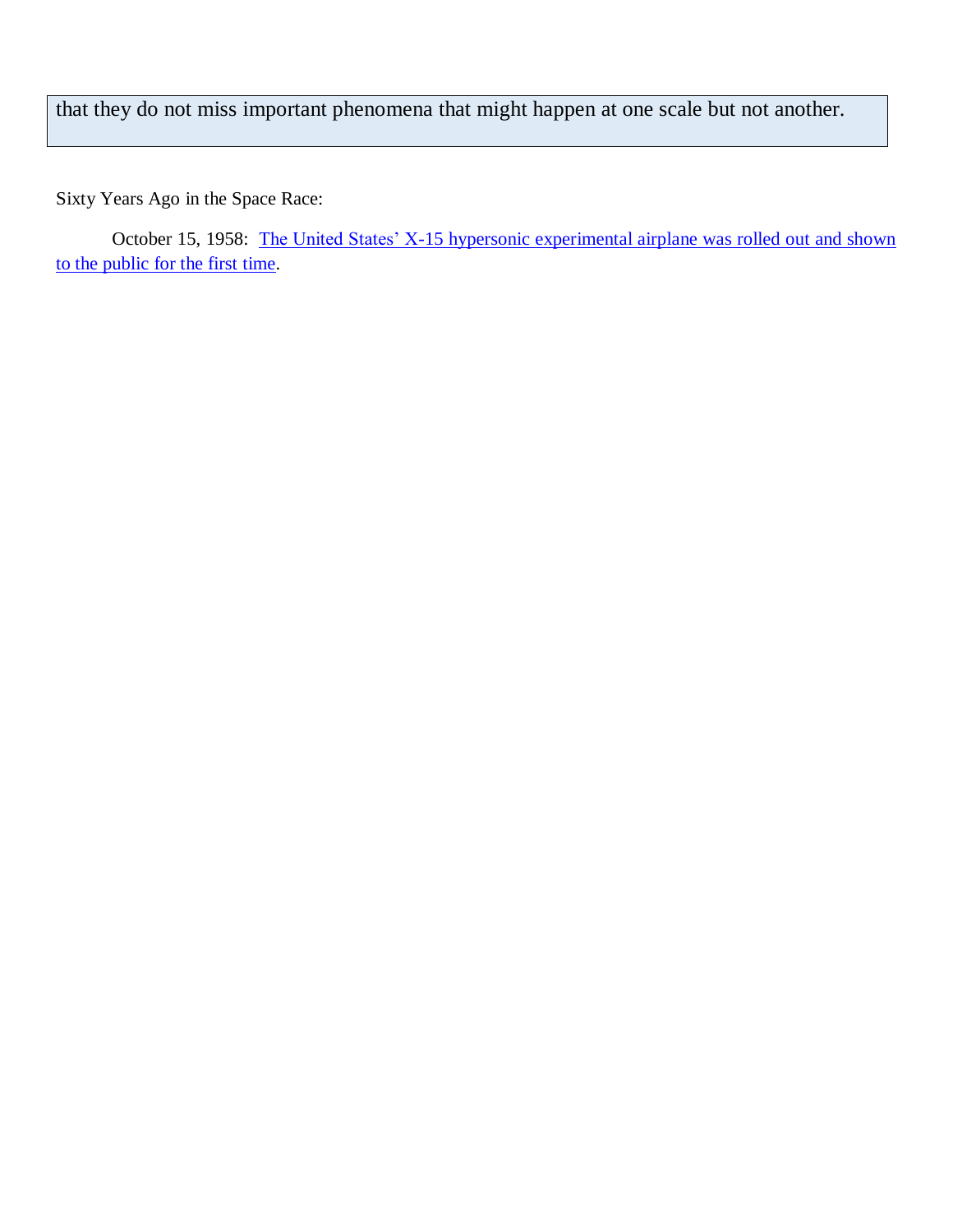that they do not miss important phenomena that might happen at one scale but not another.

Sixty Years Ago in the Space Race:

October 15, 1958: The United States' X-15 hypersonic experimental airplane was rolled out and shown to the public for the first time.